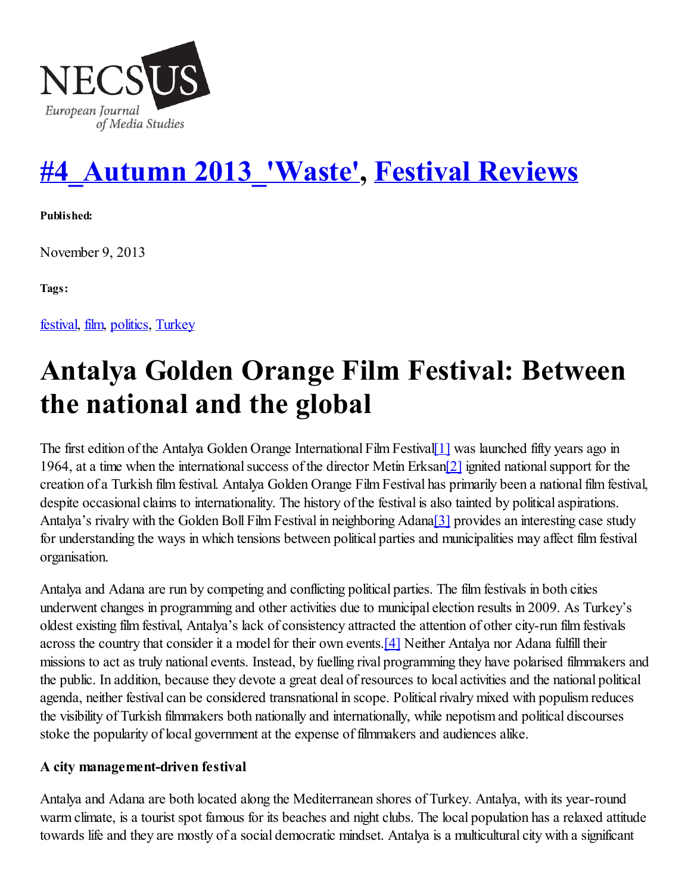# #4_Autumn 2013_'Waste', Festival Reviews

**Published:**

November 9, 2013

**Tags:**

festival, film, politics, Turkey

# Antalya Golden Orange Film Festival: Between the national and the global

The first edition of the Antalya Golden Orange International Film Festival[1] was launched fifty years ago in 1964, at a time when the international success of the director Metin Erksan[2] ignited national support for the creation of a Turkish film festival. Antalya Golden Orange Film Festival has primarily been a national film festival, despite occasional claims to internationality. The history of the festival is also tainted by political aspirations. Antalya's rivalry with the Golden Boll Film Festival in neighboring Adana[3] provides an interesting case study for understanding the ways in which tensions between political parties and municipalities may affect film festival organisation.

Antalya and Adana are run by competing and conflicting political parties. The film festivals in both cities underwent changes in programming and other activities due to municipal election results in 2009. As Turkey's oldest existing film festival, Antalya's lack of consistency attracted the attention of other city-run film festivals across the country that consider it a model for their own events.[4] Neither Antalya nor Adana fulfill their missions to act as truly national events. Instead, by fuelling rival programming they have polarised filmmakers and the public. In addition, because they devote a great deal of resources to local activities and the national political agenda, neither festival can be considered transnational in scope. Political rivalry mixed with populism reduces the visibility of Turkish filmmakers both nationally and internationally, while nepotism and political discourses stoke the popularity of local government at the expense of filmmakers and audiences alike.

**A city management-driven festival**

Antalya and Adana are both located along the Mediterranean shores of Turkey. Antalya, with its year-round warm climate, is a tourist spot famous for its beaches and night clubs. The local population has a relaxed attitude towards life and they are mostly of a social democratic mindset. Antalya is a multicultural city with a significant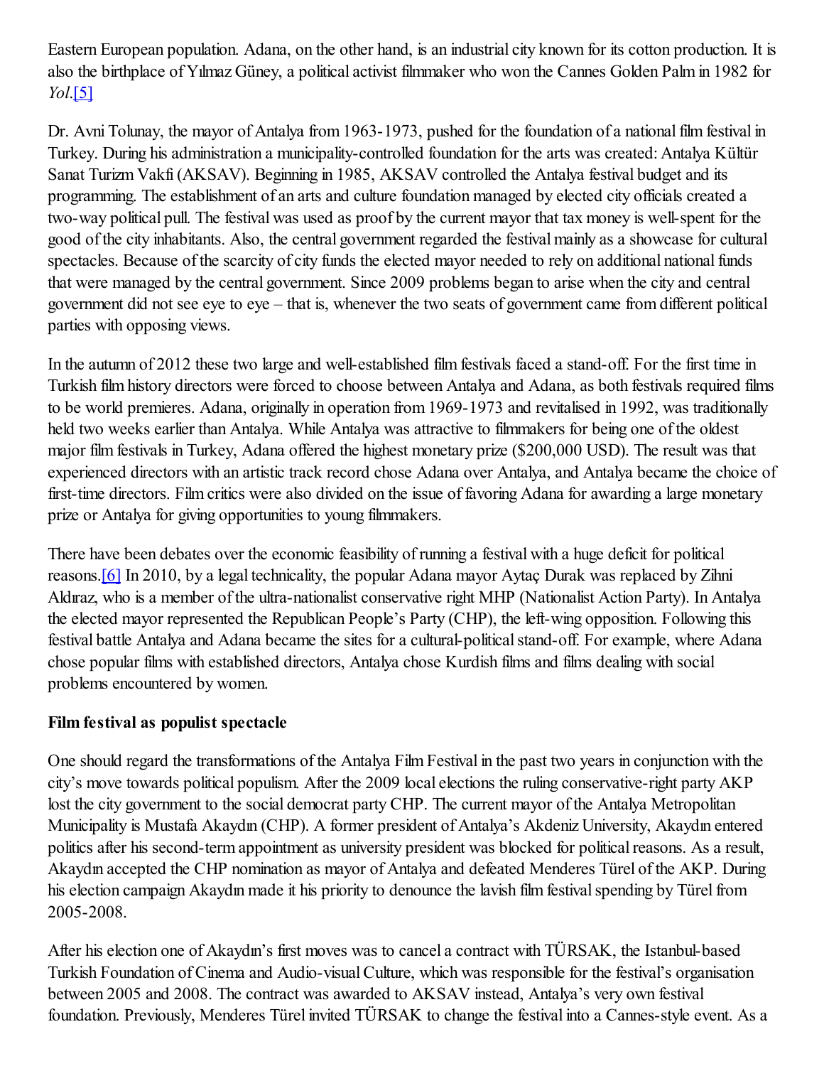Eastern European population. Adana, on the other hand, is an industrial city known for its cotton production. It is also the birthplace of Yılmaz Güney, a political activist filmmaker who won the Cannes Golden Palm in 1982 for *Yol*.[5]

Dr. Avni Tolunay, the mayor of Antalya from 1963-1973, pushed for the foundation of a national film festival in Turkey. During his administration a municipality-controlled foundation for the arts was created: Antalya Kültür Sanat Turizm Vakfi (AKSAV). Beginning in 1985, AKSAV controlled the Antalya festival budget and its programming. The establishment of an arts and culture foundation managed by elected city officials created a two-way political pull. The festival was used as proof by the current mayor that tax money is well-spent for the good of the city inhabitants. Also, the central government regarded the festival mainly as a showcase for cultural spectacles. Because of the scarcity of city funds the elected mayor needed to rely on additional national funds that were managed by the central government. Since 2009 problems began to arise when the city and central government did not see eye to eye – that is, whenever the two seats of government came from different political parties with opposing views.

In the autumn of 2012 these two large and well-established film festivals faced a stand-off. For the first time in Turkish film history directors were forced to choose between Antalya and Adana, as both festivals required films to be world premieres. Adana, originally in operation from 1969-1973 and revitalised in 1992, was traditionally held two weeks earlier than Antalya. While Antalya was attractive to filmmakers for being one of the oldest major film festivals in Turkey, Adana offered the highest monetary prize ($200,000 USD). The result was that experienced directors with an artistic track record chose Adana over Antalya, and Antalya became the choice of first-time directors. Film critics were also divided on the issue of favoring Adana for awarding a large monetary prize or Antalya for giving opportunities to young filmmakers.

There have been debates over the economic feasibility of running a festival with a huge deficit for political reasons.[6] In 2010, by a legal technicality, the popular Adana mayor Aytaç Durak was replaced by Zihni Aldıraz, who is a member of the ultra-nationalist conservative right MHP (Nationalist Action Party). In Antalya the elected mayor represented the Republican People's Party (CHP), the left-wing opposition. Following this festival battle Antalya and Adana became the sites for a cultural-political stand-off. For example, where Adana chose popular films with established directors, Antalya chose Kurdish films and films dealing with social problems encountered by women.

**Film festival as populist spectacle**

One should regard the transformations of the Antalya Film Festival in the past two years in conjunction with the city's move towards political populism. After the 2009 local elections the ruling conservative-right party AKP lost the city government to the social democrat party CHP. The current mayor of the Antalya Metropolitan Municipality is Mustafa Akaydın (CHP). A former president of Antalya's Akdeniz University, Akaydın entered politics after his second-term appointment as university president was blocked for political reasons. As a result, Akaydın accepted the CHP nomination as mayor of Antalya and defeated Menderes Türel of the AKP. During his election campaign Akaydın made it his priority to denounce the lavish film festival spending by Türel from 2005-2008.

After his election one of Akaydın's first moves was to cancel a contract with TÜRSAK, the Istanbul-based Turkish Foundation of Cinema and Audio-visual Culture, which was responsible for the festival's organisation between 2005 and 2008. The contract was awarded to AKSAV instead, Antalya's very own festival foundation. Previously, Menderes Türel invited TÜRSAK to change the festival into a Cannes-style event. As a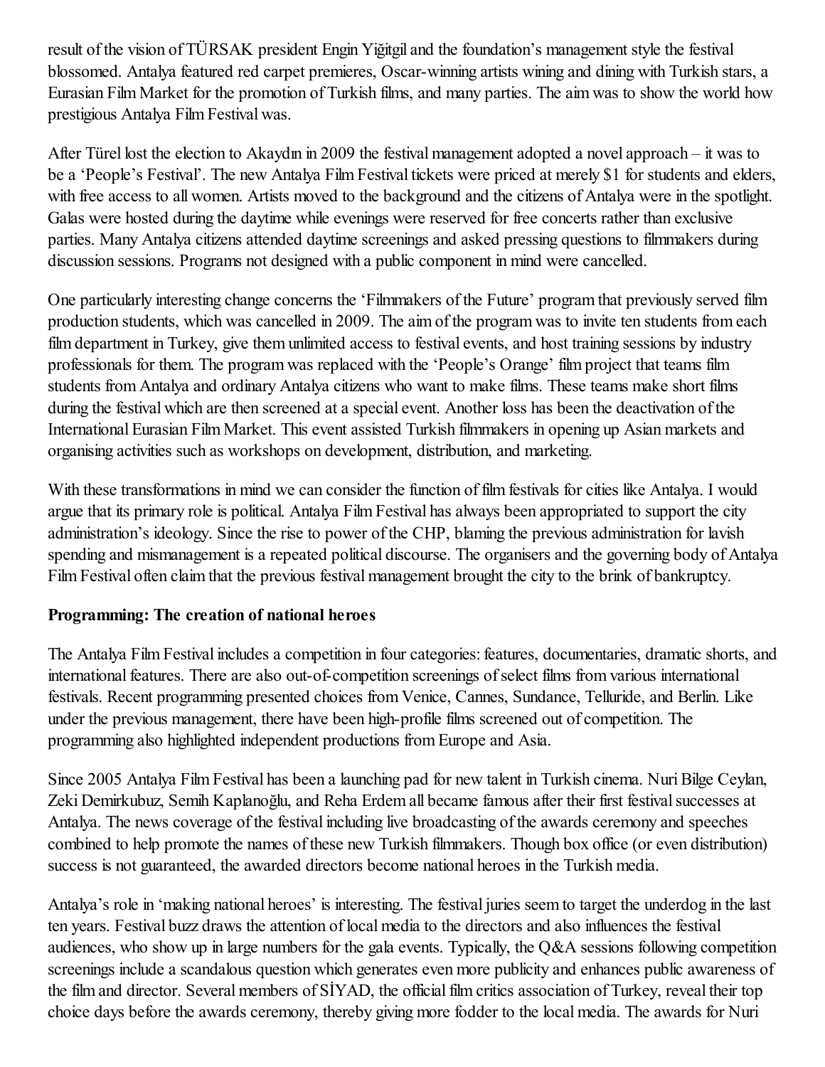result of the vision of TÜRSAK president Engin Yiğitgil and the foundation's management style the festival blossomed. Antalya featured red carpet premieres, Oscar-winning artists wining and dining with Turkish stars, a Eurasian Film Market for the promotion of Turkish films, and many parties. The aim was to show the world how prestigious Antalya Film Festival was.

After Türel lost the election to Akaydın in 2009 the festival management adopted a novel approach – it was to be a 'People's Festival'. The new Antalya Film Festival tickets were priced at merely $1 for students and elders, with free access to all women. Artists moved to the background and the citizens of Antalya were in the spotlight. Galas were hosted during the daytime while evenings were reserved for free concerts rather than exclusive parties. Many Antalya citizens attended daytime screenings and asked pressing questions to filmmakers during discussion sessions. Programs not designed with a public component in mind were cancelled.

One particularly interesting change concerns the 'Filmmakers of the Future' program that previously served film production students, which was cancelled in 2009. The aim of the program was to invite ten students from each film department in Turkey, give them unlimited access to festival events, and host training sessions by industry professionals for them. The program was replaced with the 'People's Orange' film project that teams film students from Antalya and ordinary Antalya citizens who want to make films. These teams make short films during the festival which are then screened at a special event. Another loss has been the deactivation of the International Eurasian Film Market. This event assisted Turkish filmmakers in opening up Asian markets and organising activities such as workshops on development, distribution, and marketing.

With these transformations in mind we can consider the function of film festivals for cities like Antalya. I would argue that its primary role is political. Antalya Film Festival has always been appropriated to support the city administration's ideology. Since the rise to power of the CHP, blaming the previous administration for lavish spending and mismanagement is a repeated political discourse. The organisers and the governing body of Antalya Film Festival often claim that the previous festival management brought the city to the brink of bankruptcy.

**Programming: The creation of national heroes**

The Antalya Film Festival includes a competition in four categories: features, documentaries, dramatic shorts, and international features. There are also out-of-competition screenings of select films from various international festivals. Recent programming presented choices from Venice, Cannes, Sundance, Telluride, and Berlin. Like under the previous management, there have been high-profile films screened out of competition. The programming also highlighted independent productions from Europe and Asia.

Since 2005 Antalya Film Festival has been a launching pad for new talent in Turkish cinema. Nuri Bilge Ceylan, Zeki Demirkubuz, Semih Kaplanoğlu, and Reha Erdem all became famous after their first festival successes at Antalya. The news coverage of the festival including live broadcasting of the awards ceremony and speeches combined to help promote the names of these new Turkish filmmakers. Though box office (or even distribution) success is not guaranteed, the awarded directors become national heroes in the Turkish media.

Antalya's role in 'making national heroes' is interesting. The festival juries seem to target the underdog in the last ten years. Festival buzz draws the attention of local media to the directors and also influences the festival audiences, who show up in large numbers for the gala events. Typically, the Q&A sessions following competition screenings include a scandalous question which generates even more publicity and enhances public awareness of the film and director. Several members of SİYAD, the official film critics association of Turkey, reveal their top choice days before the awards ceremony, thereby giving more fodder to the local media. The awards for Nuri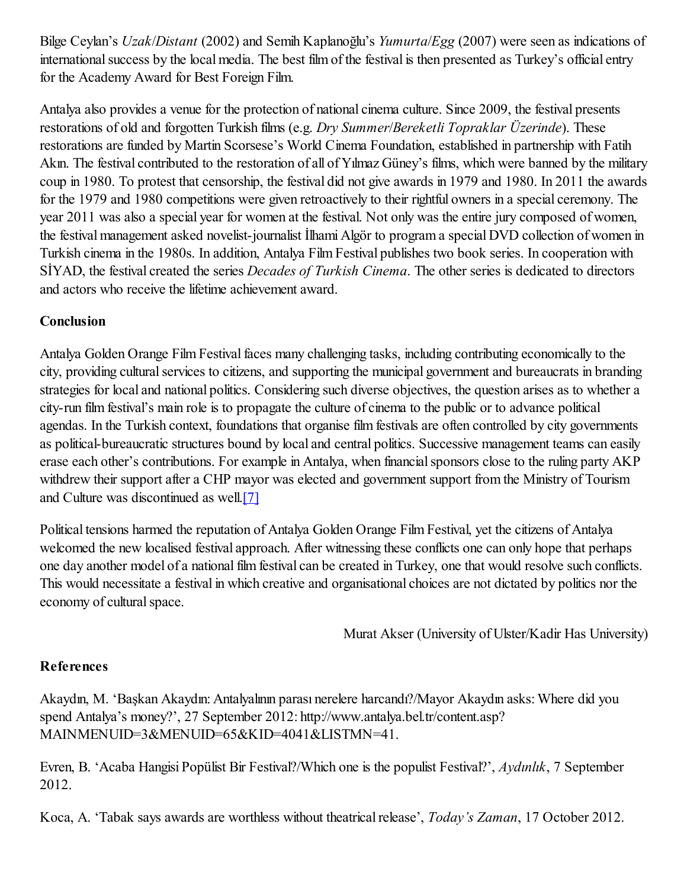Bilge Ceylan's *Uzak*/*Distant* (2002) and Semih Kaplanoğlu's *Yumurta*/*Egg* (2007) were seen as indications of international success by the local media. The best film of the festival is then presented as Turkey's official entry for the Academy Award for Best Foreign Film.

Antalya also provides a venue for the protection of national cinema culture. Since 2009, the festival presents restorations of old and forgotten Turkish films (e.g. *Dry Summer*/*Bereketli Topraklar Üzerinde*). These restorations are funded by Martin Scorsese's World Cinema Foundation, established in partnership with Fatih Akın. The festival contributed to the restoration of all of Yılmaz Güney's films, which were banned by the military coup in 1980. To protest that censorship, the festival did not give awards in 1979 and 1980. In 2011 the awards for the 1979 and 1980 competitions were given retroactively to their rightful owners in a special ceremony. The year 2011 was also a special year for women at the festival. Not only was the entire jury composed of women, the festival management asked novelist-journalist İlhami Algör to program a special DVD collection of women in Turkish cinema in the 1980s. In addition, Antalya Film Festival publishes two book series. In cooperation with SİYAD, the festival created the series *Decades of Turkish Cinema*. The other series is dedicated to directors and actors who receive the lifetime achievement award.

## Conclusion

Antalya Golden Orange Film Festival faces many challenging tasks, including contributing economically to the city, providing cultural services to citizens, and supporting the municipal government and bureaucrats in branding strategies for local and national politics. Considering such diverse objectives, the question arises as to whether a city-run film festival's main role is to propagate the culture of cinema to the public or to advance political agendas. In the Turkish context, foundations that organise film festivals are often controlled by city governments as political-bureaucratic structures bound by local and central politics. Successive management teams can easily erase each other's contributions. For example in Antalya, when financial sponsors close to the ruling party AKP withdrew their support after a CHP mayor was elected and government support from the Ministry of Tourism and Culture was discontinued as well.[7]

Political tensions harmed the reputation of Antalya Golden Orange Film Festival, yet the citizens of Antalya welcomed the new localised festival approach. After witnessing these conflicts one can only hope that perhaps one day another model of a national film festival can be created in Turkey, one that would resolve such conflicts. This would necessitate a festival in which creative and organisational choices are not dictated by politics nor the economy of cultural space.

Murat Akser (University of Ulster/Kadir Has University)

## References

Akaydın, M. 'Başkan Akaydın: Antalyalının parası nerelere harcandı?/Mayor Akaydın asks: Where did you spend Antalya's money?', 27 September 2012: http://www.antalya.bel.tr/content.asp?MAINMENUID=3&MENUID=65&KID=4041&LISTMN=41.

Evren, B. 'Acaba Hangisi Popülist Bir Festival?/Which one is the populist Festival?', *Aydınlık*, 7 September 2012.

Koca, A. 'Tabak says awards are worthless without theatrical release', *Today's Zaman*, 17 October 2012.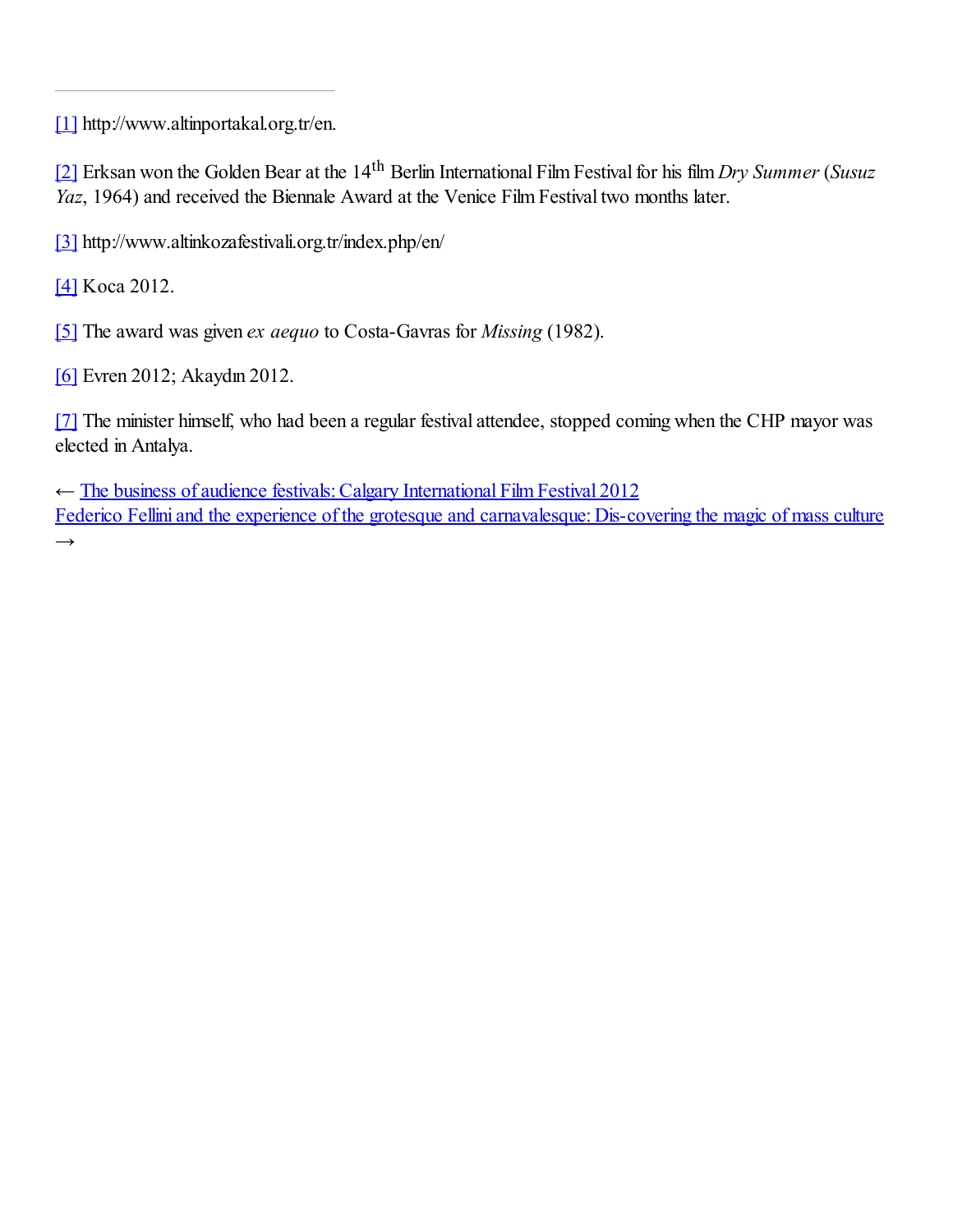---

[1] http://www.altinportakal.org.tr/en.

[2] Erksan won the Golden Bear at the 14th Berlin International Film Festival for his film *Dry Summer* (*Susuz Yaz*, 1964) and received the Biennale Award at the Venice Film Festival two months later.

[3] http://www.altinkozafestivali.org.tr/index.php/en/

[4] Koca 2012.

[5] The award was given *ex aequo* to Costa-Gavras for *Missing* (1982).

[6] Evren 2012; Akaydın 2012.

[7] The minister himself, who had been a regular festival attendee, stopped coming when the CHP mayor was elected in Antalya.

← The business of audience festivals: Calgary International Film Festival 2012
Federico Fellini and the experience of the grotesque and carnavalesque: Dis-covering the magic of mass culture →